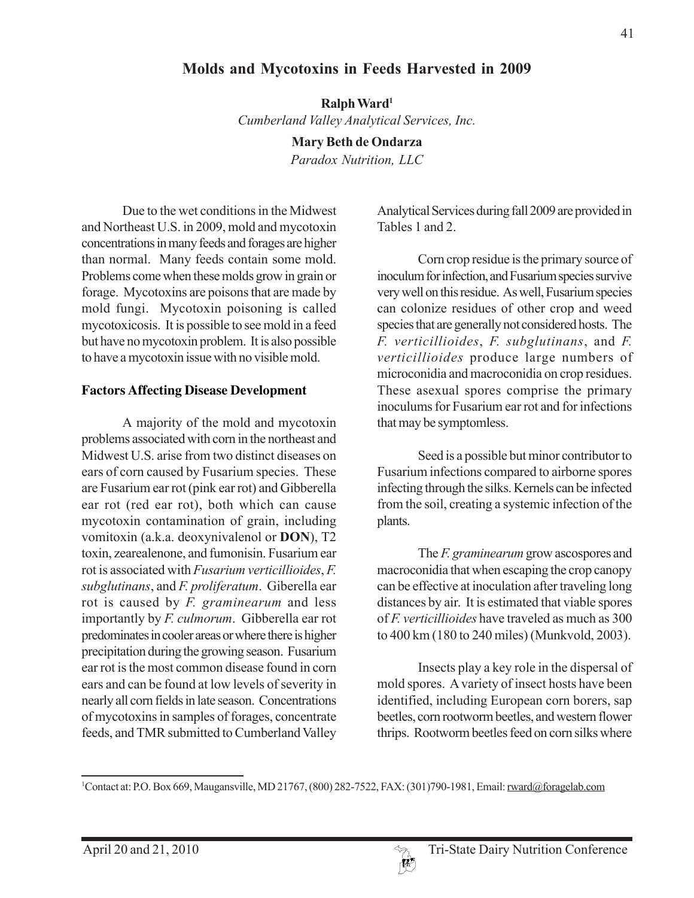# Molds and Mycotoxins in Feeds Harvested in 2009

**Ralph Ward**[1]

*Cumberland Valley Analytical Services, Inc.*

**Mary Beth de Ondarza**

*Paradox Nutrition, LLC*

Due to the wet conditions in the Midwest and Northeast U.S. in 2009, mold and mycotoxin concentrations in many feeds and forages are higher than normal. Many feeds contain some mold. Problems come when these molds grow in grain or forage. Mycotoxins are poisons that are made by mold fungi. Mycotoxin poisoning is called mycotoxicosis. It is possible to see mold in a feed but have no mycotoxin problem. It is also possible to have a mycotoxin issue with no visible mold.

## Factors Affecting Disease Development

A majority of the mold and mycotoxin problems associated with corn in the northeast and Midwest U.S. arise from two distinct diseases on ears of corn caused by Fusarium species. These are Fusarium ear rot (pink ear rot) and Gibberella ear rot (red ear rot), both which can cause mycotoxin contamination of grain, including vomitoxin (a.k.a. deoxynivalenol or **DON**), T2 toxin, zearealenone, and fumonisin. Fusarium ear rot is associated with *Fusarium verticillioides*, *F. subglutinans*, and *F. proliferatum*. Giberella ear rot is caused by *F. graminearum* and less importantly by *F. culmorum*. Gibberella ear rot predominates in cooler areas or where there is higher precipitation during the growing season. Fusarium ear rot is the most common disease found in corn ears and can be found at low levels of severity in nearly all corn fields in late season. Concentrations of mycotoxins in samples of forages, concentrate feeds, and TMR submitted to Cumberland Valley Analytical Services during fall 2009 are provided in Tables 1 and 2.

Corn crop residue is the primary source of inoculum for infection, and Fusarium species survive very well on this residue. As well, Fusarium species can colonize residues of other crop and weed species that are generally not considered hosts. The *F. verticillioides*, *F. subglutinans*, and *F. verticillioides* produce large numbers of microconidia and macroconidia on crop residues. These asexual spores comprise the primary inoculums for Fusarium ear rot and for infections that may be symptomless.

Seed is a possible but minor contributor to Fusarium infections compared to airborne spores infecting through the silks. Kernels can be infected from the soil, creating a systemic infection of the plants.

The *F. graminearum* grow ascospores and macroconidia that when escaping the crop canopy can be effective at inoculation after traveling long distances by air. It is estimated that viable spores of *F. verticillioides* have traveled as much as 300 to 400 km (180 to 240 miles) (Munkvold, 2003).

Insects play a key role in the dispersal of mold spores. A variety of insect hosts have been identified, including European corn borers, sap beetles, corn rootworm beetles, and western flower thrips. Rootworm beetles feed on corn silks where

[1] Contact at: P.O. Box 669, Maugansville, MD 21767, (800) 282-7522, FAX: (301)790-1981, Email: rward@foragelab.com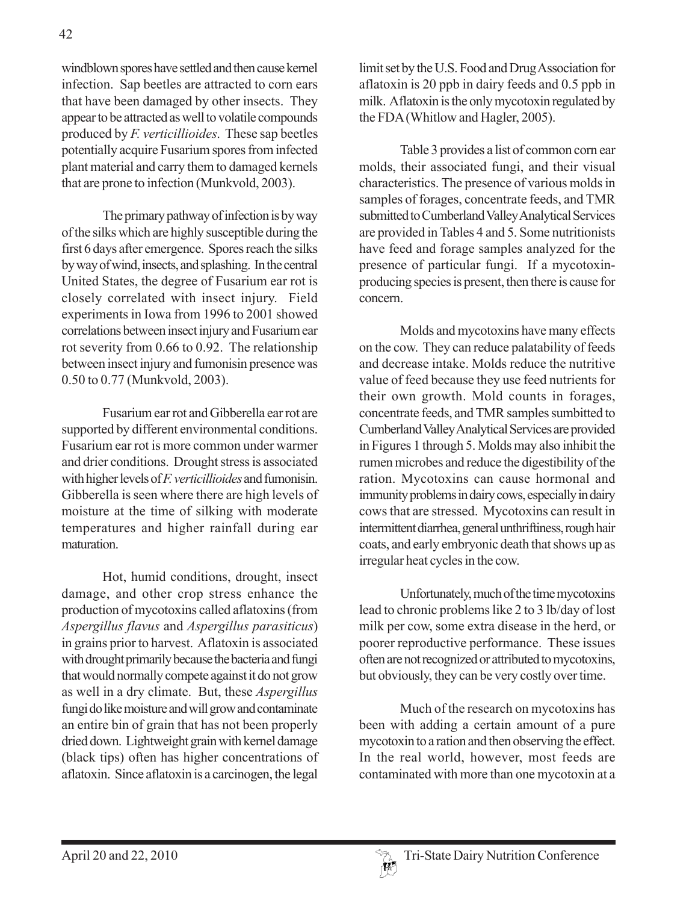windblown spores have settled and then cause kernel infection. Sap beetles are attracted to corn ears that have been damaged by other insects. They appear to be attracted as well to volatile compounds produced by *F. verticillioides*. These sap beetles potentially acquire Fusarium spores from infected plant material and carry them to damaged kernels that are prone to infection (Munkvold, 2003).

The primary pathway of infection is by way of the silks which are highly susceptible during the first 6 days after emergence. Spores reach the silks by way of wind, insects, and splashing. In the central United States, the degree of Fusarium ear rot is closely correlated with insect injury. Field experiments in Iowa from 1996 to 2001 showed correlations between insect injury and Fusarium ear rot severity from 0.66 to 0.92. The relationship between insect injury and fumonisin presence was 0.50 to 0.77 (Munkvold, 2003).

Fusarium ear rot and Gibberella ear rot are supported by different environmental conditions. Fusarium ear rot is more common under warmer and drier conditions. Drought stress is associated with higher levels of *F. verticillioides* and fumonisin. Gibberella is seen where there are high levels of moisture at the time of silking with moderate temperatures and higher rainfall during ear maturation.

Hot, humid conditions, drought, insect damage, and other crop stress enhance the production of mycotoxins called aflatoxins (from *Aspergillus flavus* and *Aspergillus parasiticus*) in grains prior to harvest. Aflatoxin is associated with drought primarily because the bacteria and fungi that would normally compete against it do not grow as well in a dry climate. But, these *Aspergillus* fungi do like moisture and will grow and contaminate an entire bin of grain that has not been properly dried down. Lightweight grain with kernel damage (black tips) often has higher concentrations of aflatoxin. Since aflatoxin is a carcinogen, the legal limit set by the U.S. Food and Drug Association for aflatoxin is 20 ppb in dairy feeds and 0.5 ppb in milk. Aflatoxin is the only mycotoxin regulated by the FDA (Whitlow and Hagler, 2005).

Table 3 provides a list of common corn ear molds, their associated fungi, and their visual characteristics. The presence of various molds in samples of forages, concentrate feeds, and TMR submitted to Cumberland Valley Analytical Services are provided in Tables 4 and 5. Some nutritionists have feed and forage samples analyzed for the presence of particular fungi. If a mycotoxin-producing species is present, then there is cause for concern.

Molds and mycotoxins have many effects on the cow. They can reduce palatability of feeds and decrease intake. Molds reduce the nutritive value of feed because they use feed nutrients for their own growth. Mold counts in forages, concentrate feeds, and TMR samples sumbitted to Cumberland Valley Analytical Services are provided in Figures 1 through 5. Molds may also inhibit the rumen microbes and reduce the digestibility of the ration. Mycotoxins can cause hormonal and immunity problems in dairy cows, especially in dairy cows that are stressed. Mycotoxins can result in intermittent diarrhea, general unthriftiness, rough hair coats, and early embryonic death that shows up as irregular heat cycles in the cow.

Unfortunately, much of the time mycotoxins lead to chronic problems like 2 to 3 lb/day of lost milk per cow, some extra disease in the herd, or poorer reproductive performance. These issues often are not recognized or attributed to mycotoxins, but obviously, they can be very costly over time.

Much of the research on mycotoxins has been with adding a certain amount of a pure mycotoxin to a ration and then observing the effect. In the real world, however, most feeds are contaminated with more than one mycotoxin at a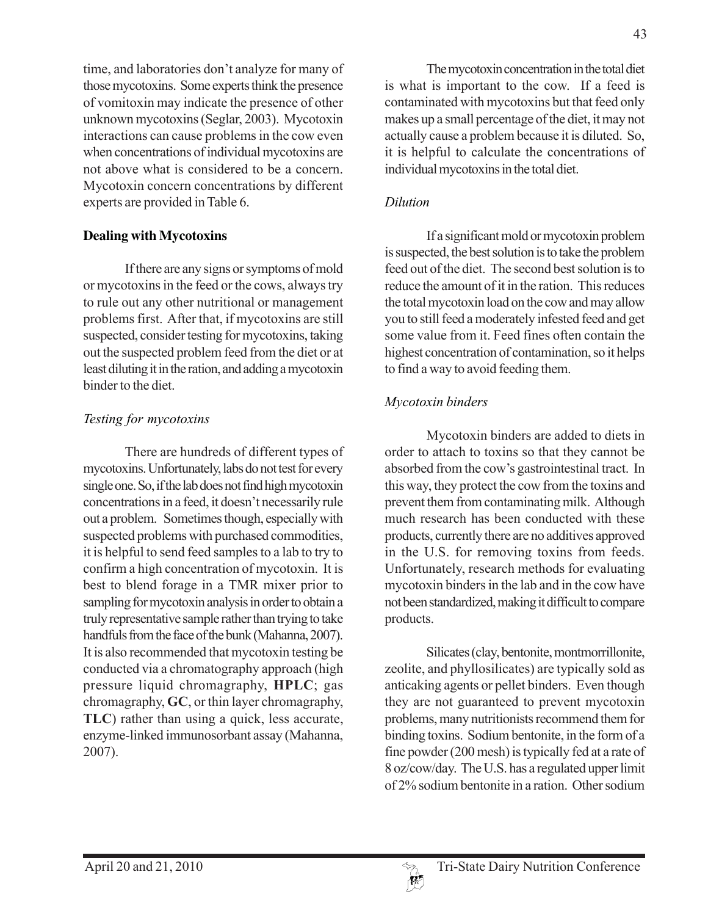time, and laboratories don't analyze for many of those mycotoxins. Some experts think the presence of vomitoxin may indicate the presence of other unknown mycotoxins (Seglar, 2003). Mycotoxin interactions can cause problems in the cow even when concentrations of individual mycotoxins are not above what is considered to be a concern. Mycotoxin concern concentrations by different experts are provided in Table 6.

**Dealing with Mycotoxins**

If there are any signs or symptoms of mold or mycotoxins in the feed or the cows, always try to rule out any other nutritional or management problems first. After that, if mycotoxins are still suspected, consider testing for mycotoxins, taking out the suspected problem feed from the diet or at least diluting it in the ration, and adding a mycotoxin binder to the diet.

*Testing for mycotoxins*

There are hundreds of different types of mycotoxins. Unfortunately, labs do not test for every single one. So, if the lab does not find high mycotoxin concentrations in a feed, it doesn't necessarily rule out a problem. Sometimes though, especially with suspected problems with purchased commodities, it is helpful to send feed samples to a lab to try to confirm a high concentration of mycotoxin. It is best to blend forage in a TMR mixer prior to sampling for mycotoxin analysis in order to obtain a truly representative sample rather than trying to take handfuls from the face of the bunk (Mahanna, 2007). It is also recommended that mycotoxin testing be conducted via a chromatography approach (high pressure liquid chromagraphy, **HPLC**; gas chromagraphy, **GC**, or thin layer chromagraphy, **TLC**) rather than using a quick, less accurate, enzyme-linked immunosorbant assay (Mahanna, 2007).

The mycotoxin concentration in the total diet is what is important to the cow. If a feed is contaminated with mycotoxins but that feed only makes up a small percentage of the diet, it may not actually cause a problem because it is diluted. So, it is helpful to calculate the concentrations of individual mycotoxins in the total diet.

*Dilution*

If a significant mold or mycotoxin problem is suspected, the best solution is to take the problem feed out of the diet. The second best solution is to reduce the amount of it in the ration. This reduces the total mycotoxin load on the cow and may allow you to still feed a moderately infested feed and get some value from it. Feed fines often contain the highest concentration of contamination, so it helps to find a way to avoid feeding them.

*Mycotoxin binders*

Mycotoxin binders are added to diets in order to attach to toxins so that they cannot be absorbed from the cow's gastrointestinal tract. In this way, they protect the cow from the toxins and prevent them from contaminating milk. Although much research has been conducted with these products, currently there are no additives approved in the U.S. for removing toxins from feeds. Unfortunately, research methods for evaluating mycotoxin binders in the lab and in the cow have not been standardized, making it difficult to compare products.

Silicates (clay, bentonite, montmorrillonite, zeolite, and phyllosilicates) are typically sold as anticaking agents or pellet binders. Even though they are not guaranteed to prevent mycotoxin problems, many nutritionists recommend them for binding toxins. Sodium bentonite, in the form of a fine powder (200 mesh) is typically fed at a rate of 8 oz/cow/day. The U.S. has a regulated upper limit of 2% sodium bentonite in a ration. Other sodium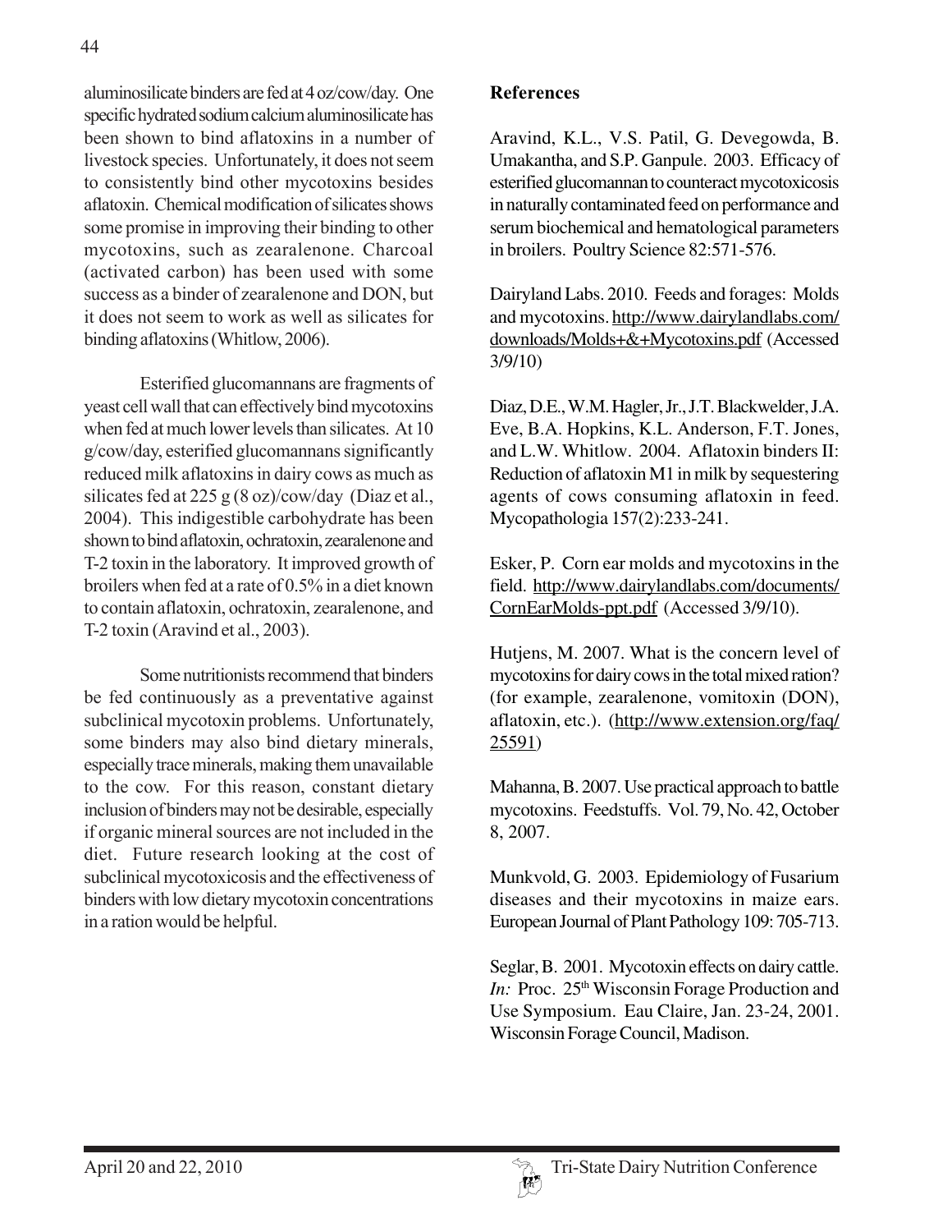aluminosilicate binders are fed at 4 oz/cow/day. One specific hydrated sodium calcium aluminosilicate has been shown to bind aflatoxins in a number of livestock species. Unfortunately, it does not seem to consistently bind other mycotoxins besides aflatoxin. Chemical modification of silicates shows some promise in improving their binding to other mycotoxins, such as zearalenone. Charcoal (activated carbon) has been used with some success as a binder of zearalenone and DON, but it does not seem to work as well as silicates for binding aflatoxins (Whitlow, 2006).

Esterified glucomannans are fragments of yeast cell wall that can effectively bind mycotoxins when fed at much lower levels than silicates. At 10 g/cow/day, esterified glucomannans significantly reduced milk aflatoxins in dairy cows as much as silicates fed at 225 g (8 oz)/cow/day (Diaz et al., 2004). This indigestible carbohydrate has been shown to bind aflatoxin, ochratoxin, zearalenone and T-2 toxin in the laboratory. It improved growth of broilers when fed at a rate of 0.5% in a diet known to contain aflatoxin, ochratoxin, zearalenone, and T-2 toxin (Aravind et al., 2003).

Some nutritionists recommend that binders be fed continuously as a preventative against subclinical mycotoxin problems. Unfortunately, some binders may also bind dietary minerals, especially trace minerals, making them unavailable to the cow. For this reason, constant dietary inclusion of binders may not be desirable, especially if organic mineral sources are not included in the diet. Future research looking at the cost of subclinical mycotoxicosis and the effectiveness of binders with low dietary mycotoxin concentrations in a ration would be helpful.

## References

Aravind, K.L., V.S. Patil, G. Devegowda, B. Umakantha, and S.P. Ganpule. 2003. Efficacy of esterified glucomannan to counteract mycotoxicosis in naturally contaminated feed on performance and serum biochemical and hematological parameters in broilers. Poultry Science 82:571-576.

Dairyland Labs. 2010. Feeds and forages: Molds and mycotoxins. http://www.dairylandlabs.com/downloads/Molds+&+Mycotoxins.pdf (Accessed 3/9/10)

Diaz, D.E., W.M. Hagler, Jr., J.T. Blackwelder, J.A. Eve, B.A. Hopkins, K.L. Anderson, F.T. Jones, and L.W. Whitlow. 2004. Aflatoxin binders II: Reduction of aflatoxin M1 in milk by sequestering agents of cows consuming aflatoxin in feed. Mycopathologia 157(2):233-241.

Esker, P. Corn ear molds and mycotoxins in the field. http://www.dairylandlabs.com/documents/CornEarMolds-ppt.pdf (Accessed 3/9/10).

Hutjens, M. 2007. What is the concern level of mycotoxins for dairy cows in the total mixed ration? (for example, zearalenone, vomitoxin (DON), aflatoxin, etc.). (http://www.extension.org/faq/25591)

Mahanna, B. 2007. Use practical approach to battle mycotoxins. Feedstuffs. Vol. 79, No. 42, October 8, 2007.

Munkvold, G. 2003. Epidemiology of Fusarium diseases and their mycotoxins in maize ears. European Journal of Plant Pathology 109: 705-713.

Seglar, B. 2001. Mycotoxin effects on dairy cattle. *In:* Proc. 25th Wisconsin Forage Production and Use Symposium. Eau Claire, Jan. 23-24, 2001. Wisconsin Forage Council, Madison.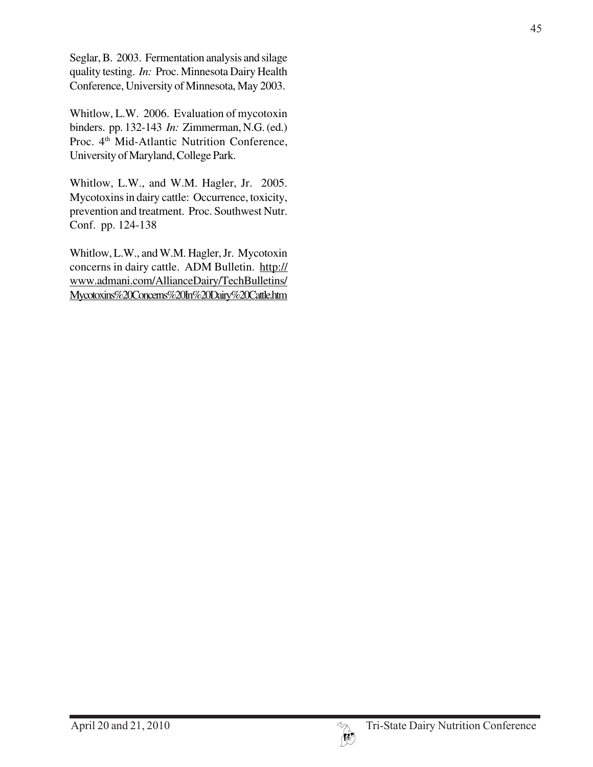Seglar, B. 2003. Fermentation analysis and silage quality testing. *In:* Proc. Minnesota Dairy Health Conference, University of Minnesota, May 2003.

Whitlow, L.W. 2006. Evaluation of mycotoxin binders. pp. 132-143 *In:* Zimmerman, N.G. (ed.) Proc. 4th Mid-Atlantic Nutrition Conference, University of Maryland, College Park.

Whitlow, L.W., and W.M. Hagler, Jr. 2005. Mycotoxins in dairy cattle: Occurrence, toxicity, prevention and treatment. Proc. Southwest Nutr. Conf. pp. 124-138

Whitlow, L.W., and W.M. Hagler, Jr. Mycotoxin concerns in dairy cattle. ADM Bulletin. http://www.admani.com/AllianceDairy/TechBulletins/Mycotoxins%20Concerns%20In%20Dairy%20Cattle.htm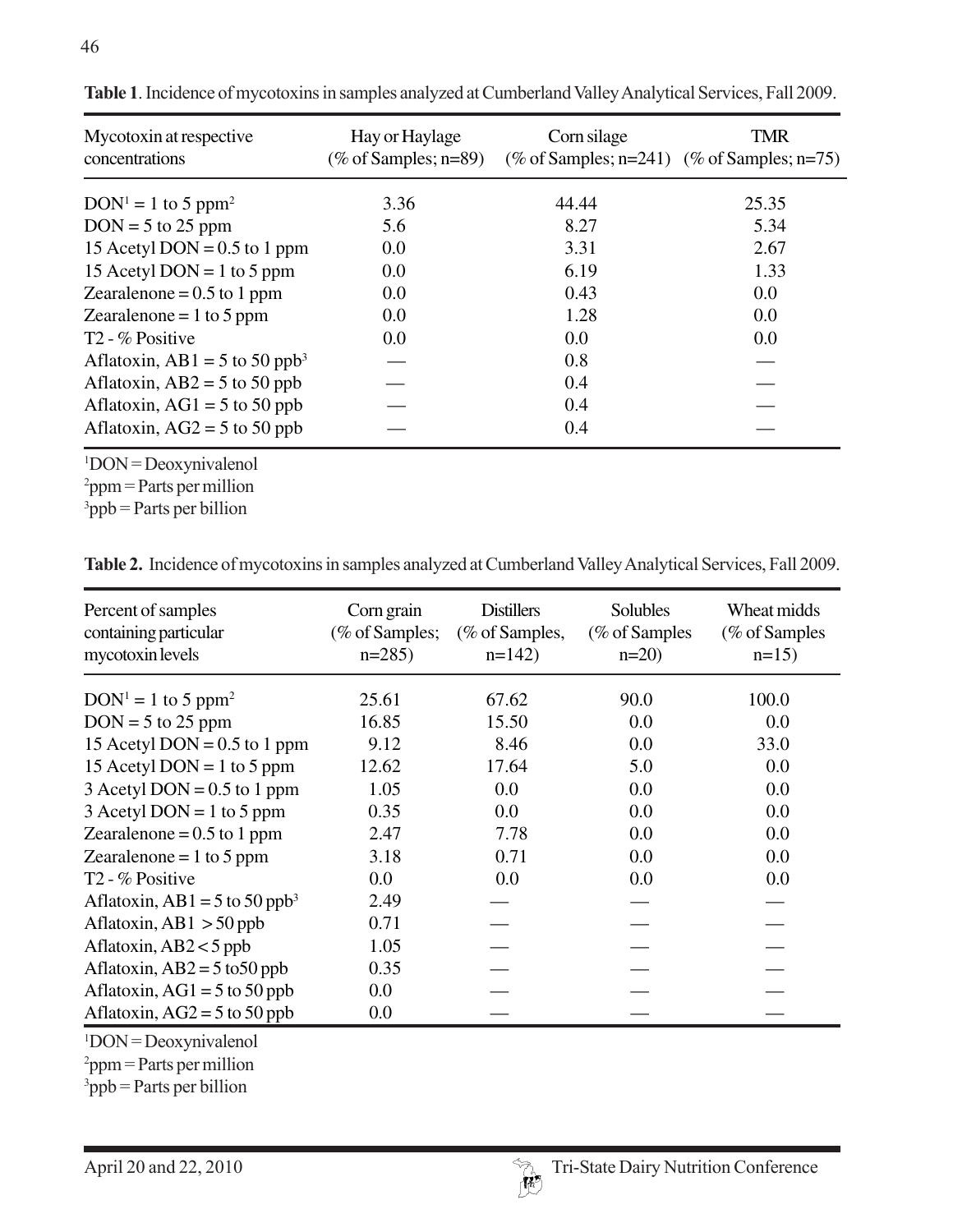**Table 1**. Incidence of mycotoxins in samples analyzed at Cumberland Valley Analytical Services, Fall 2009.

| Mycotoxin at respective concentrations | Hay or Haylage (% of Samples; n=89) | Corn silage (% of Samples; n=241) | TMR (% of Samples; n=75) |
|---|---|---|---|
| DON[1] = 1 to 5 ppm[2] | 3.36 | 44.44 | 25.35 |
| DON = 5 to 25 ppm | 5.6 | 8.27 | 5.34 |
| 15 Acetyl DON = 0.5 to 1 ppm | 0.0 | 3.31 | 2.67 |
| 15 Acetyl DON = 1 to 5 ppm | 0.0 | 6.19 | 1.33 |
| Zearalenone = 0.5 to 1 ppm | 0.0 | 0.43 | 0.0 |
| Zearalenone = 1 to 5 ppm | 0.0 | 1.28 | 0.0 |
| T2 - % Positive | 0.0 | 0.0 | 0.0 |
| Aflatoxin, AB1 = 5 to 50 ppb[3] | — | 0.8 | — |
| Aflatoxin, AB2 = 5 to 50 ppb | — | 0.4 | — |
| Aflatoxin, AG1 = 5 to 50 ppb | — | 0.4 | — |
| Aflatoxin, AG2 = 5 to 50 ppb | — | 0.4 | — |

[1]DON = Deoxynivalenol
[2]ppm = Parts per million
[3]ppb = Parts per billion

**Table 2.** Incidence of mycotoxins in samples analyzed at Cumberland Valley Analytical Services, Fall 2009.

| Percent of samples containing particular mycotoxin levels | Corn grain (% of Samples; n=285) | Distillers (% of Samples, n=142) | Solubles (% of Samples n=20) | Wheat midds (% of Samples n=15) |
|---|---|---|---|---|
| DON[1] = 1 to 5 ppm[2] | 25.61 | 67.62 | 90.0 | 100.0 |
| DON = 5 to 25 ppm | 16.85 | 15.50 | 0.0 | 0.0 |
| 15 Acetyl DON = 0.5 to 1 ppm | 9.12 | 8.46 | 0.0 | 33.0 |
| 15 Acetyl DON = 1 to 5 ppm | 12.62 | 17.64 | 5.0 | 0.0 |
| 3 Acetyl DON = 0.5 to 1 ppm | 1.05 | 0.0 | 0.0 | 0.0 |
| 3 Acetyl DON = 1 to 5 ppm | 0.35 | 0.0 | 0.0 | 0.0 |
| Zearalenone = 0.5 to 1 ppm | 2.47 | 7.78 | 0.0 | 0.0 |
| Zearalenone = 1 to 5 ppm | 3.18 | 0.71 | 0.0 | 0.0 |
| T2 - % Positive | 0.0 | 0.0 | 0.0 | 0.0 |
| Aflatoxin, AB1 = 5 to 50 ppb[3] | 2.49 | — | — | — |
| Aflatoxin, AB1 > 50 ppb | 0.71 | — | — | — |
| Aflatoxin, AB2 < 5 ppb | 1.05 | — | — | — |
| Aflatoxin, AB2 = 5 to50 ppb | 0.35 | — | — | — |
| Aflatoxin, AG1 = 5 to 50 ppb | 0.0 | — | — | — |
| Aflatoxin, AG2 = 5 to 50 ppb | 0.0 | — | — | — |

[1]DON = Deoxynivalenol
[2]ppm = Parts per million
[3]ppb = Parts per billion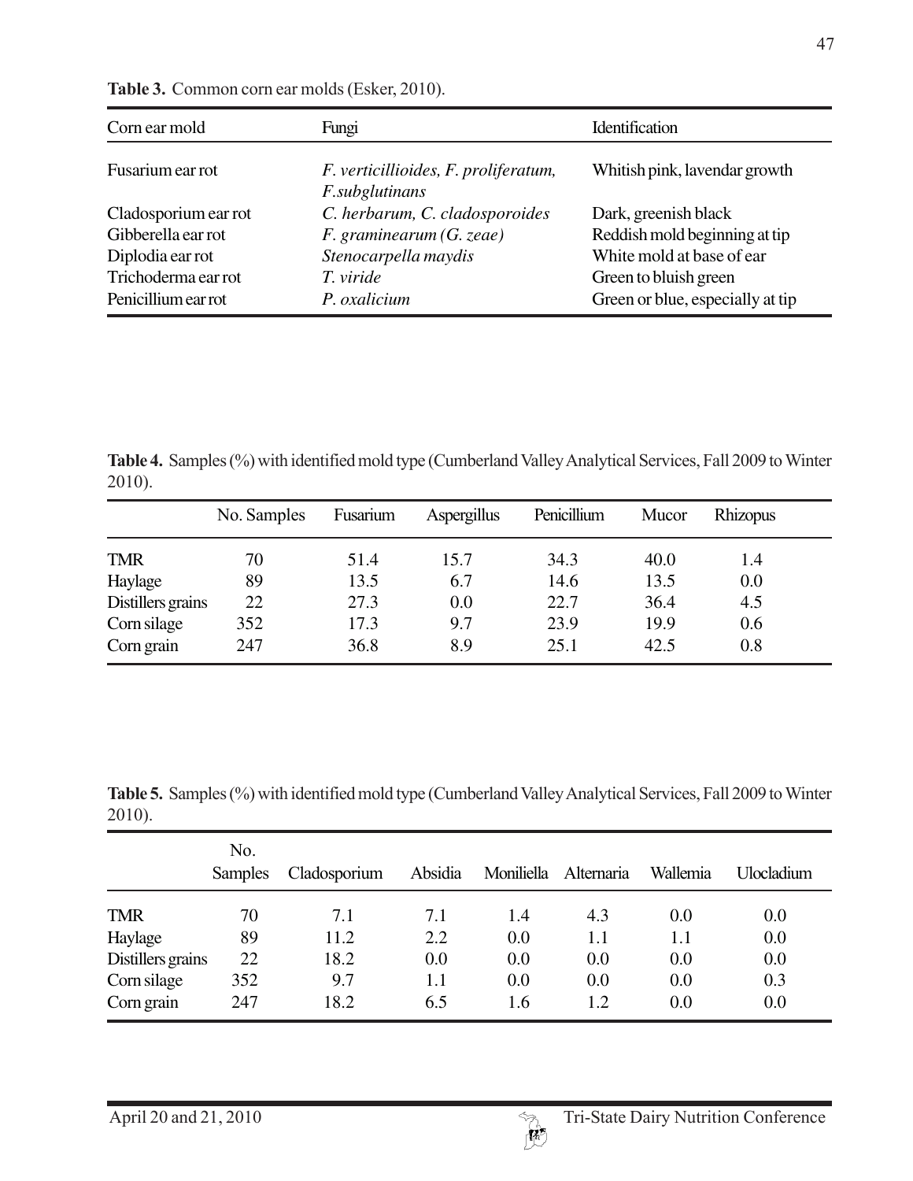**Table 3.** Common corn ear molds (Esker, 2010).

| Corn ear mold | Fungi | Identification |
|---|---|---|
| Fusarium ear rot | *F. verticillioides, F. proliferatum, F.subglutinans* | Whitish pink, lavendar growth |
| Cladosporium ear rot | *C. herbarum, C. cladosporoides* | Dark, greenish black |
| Gibberella ear rot | *F. graminearum (G. zeae)* | Reddish mold beginning at tip |
| Diplodia ear rot | *Stenocarpella maydis* | White mold at base of ear |
| Trichoderma ear rot | *T. viride* | Green to bluish green |
| Penicillium ear rot | *P. oxalicium* | Green or blue, especially at tip |

**Table 4.** Samples (%) with identified mold type (Cumberland Valley Analytical Services, Fall 2009 to Winter 2010).

| | No. Samples | Fusarium | Aspergillus | Penicillium | Mucor | Rhizopus |
|---|---|---|---|---|---|---|
| TMR | 70 | 51.4 | 15.7 | 34.3 | 40.0 | 1.4 |
| Haylage | 89 | 13.5 | 6.7 | 14.6 | 13.5 | 0.0 |
| Distillers grains | 22 | 27.3 | 0.0 | 22.7 | 36.4 | 4.5 |
| Corn silage | 352 | 17.3 | 9.7 | 23.9 | 19.9 | 0.6 |
| Corn grain | 247 | 36.8 | 8.9 | 25.1 | 42.5 | 0.8 |

**Table 5.** Samples (%) with identified mold type (Cumberland Valley Analytical Services, Fall 2009 to Winter 2010).

| | No. Samples | Cladosporium | Absidia | Moniliella | Alternaria | Wallemia | Ulocladium |
|---|---|---|---|---|---|---|---|
| TMR | 70 | 7.1 | 7.1 | 1.4 | 4.3 | 0.0 | 0.0 |
| Haylage | 89 | 11.2 | 2.2 | 0.0 | 1.1 | 1.1 | 0.0 |
| Distillers grains | 22 | 18.2 | 0.0 | 0.0 | 0.0 | 0.0 | 0.0 |
| Corn silage | 352 | 9.7 | 1.1 | 0.0 | 0.0 | 0.0 | 0.3 |
| Corn grain | 247 | 18.2 | 6.5 | 1.6 | 1.2 | 0.0 | 0.0 |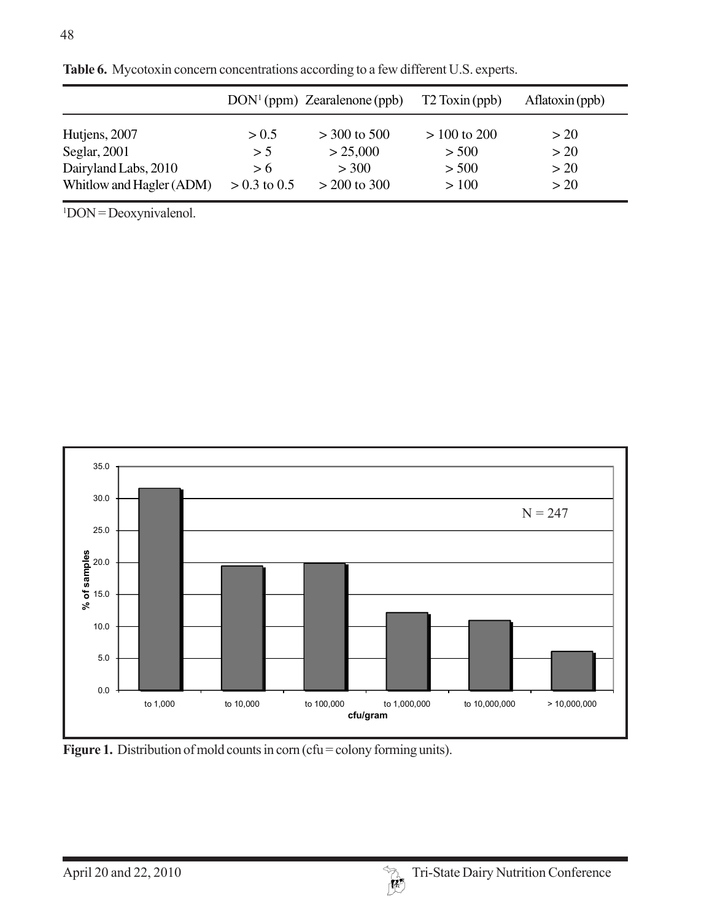**Table 6.** Mycotoxin concern concentrations according to a few different U.S. experts.

| | DON[1] (ppm) | Zearalenone (ppb) | T2 Toxin (ppb) | Aflatoxin (ppb) |
|---|---|---|---|---|
| Hutjens, 2007 | > 0.5 | > 300 to 500 | > 100 to 200 | > 20 |
| Seglar, 2001 | > 5 | > 25,000 | > 500 | > 20 |
| Dairyland Labs, 2010 | > 6 | > 300 | > 500 | > 20 |
| Whitlow and Hagler (ADM) | > 0.3 to 0.5 | > 200 to 300 | > 100 | > 20 |

[1]DON = Deoxynivalenol.

**Figure 1.** Distribution of mold counts in corn (cfu = colony forming units).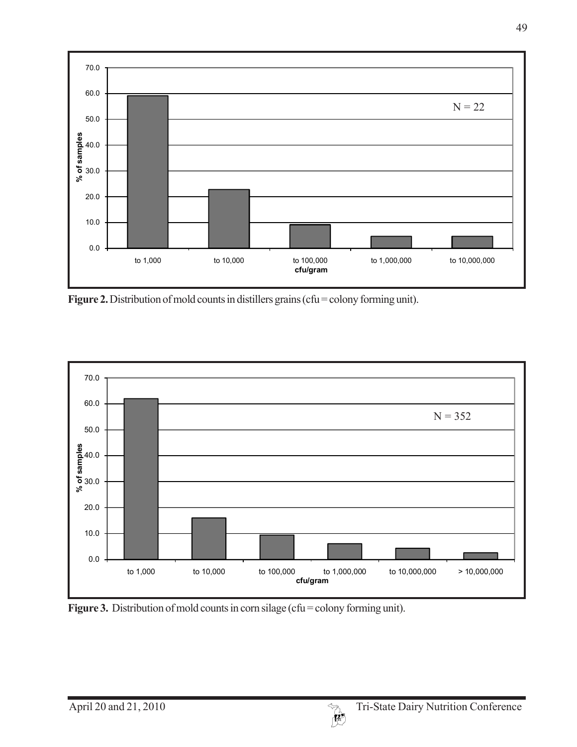**Figure 2.** Distribution of mold counts in distillers grains (cfu = colony forming unit).

**Figure 3.** Distribution of mold counts in corn silage (cfu = colony forming unit).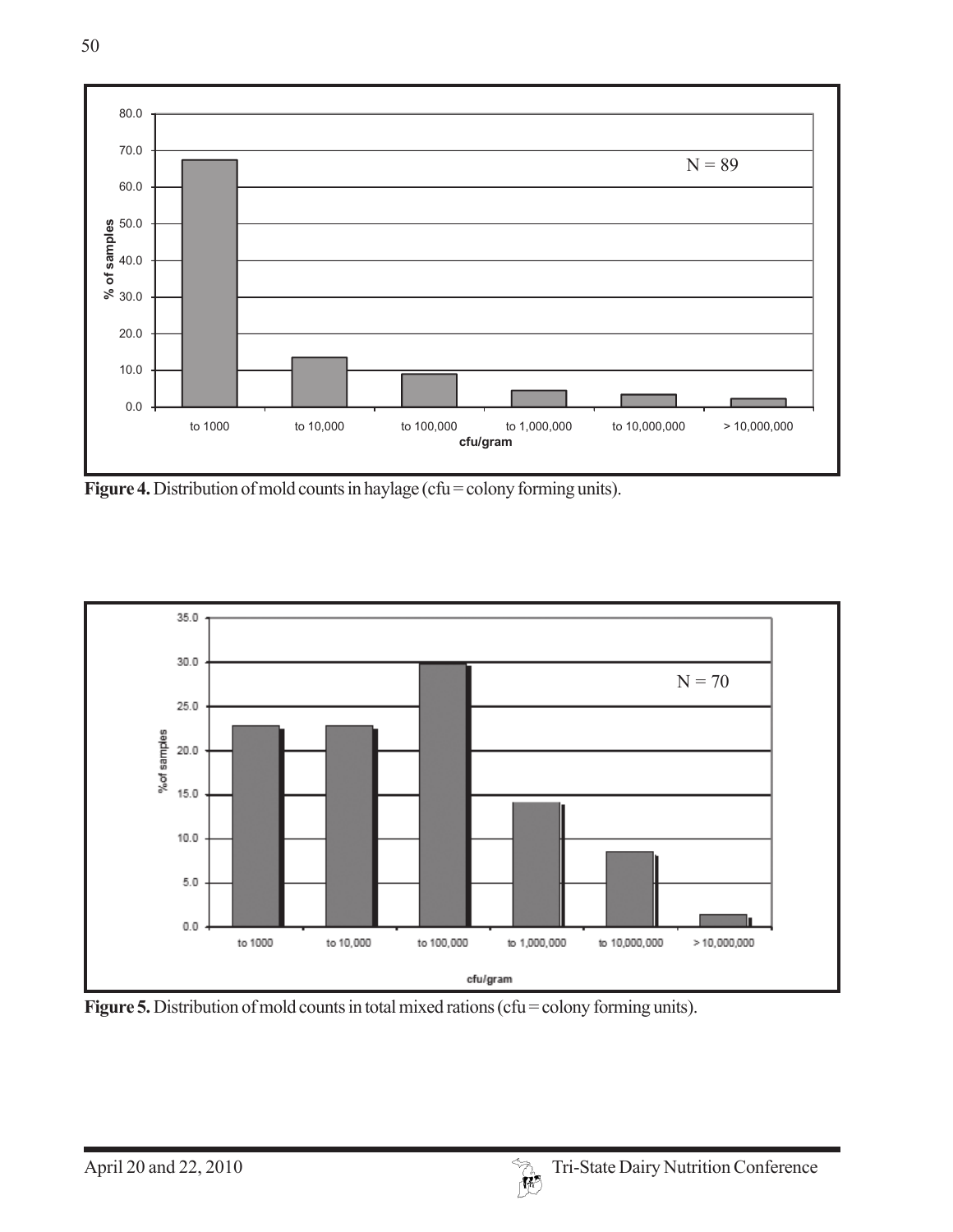80.0
70.0
60.0
50.0
40.0
30.0
20.0
10.0
0.0

% of samples

N = 89

to 1000
to 10,000
to 100,000
to 1,000,000
to 10,000,000
> 10,000,000

cfu/gram

**Figure 4.** Distribution of mold counts in haylage (cfu = colony forming units).

35.0
30.0
25.0
20.0
15.0
10.0
5.0
0.0

%of samples

N = 70

to 1000
to 10,000
to 100,000
to 1,000,000
to 10,000,000
> 10,000,000

cfu/gram

**Figure 5.** Distribution of mold counts in total mixed rations (cfu = colony forming units).